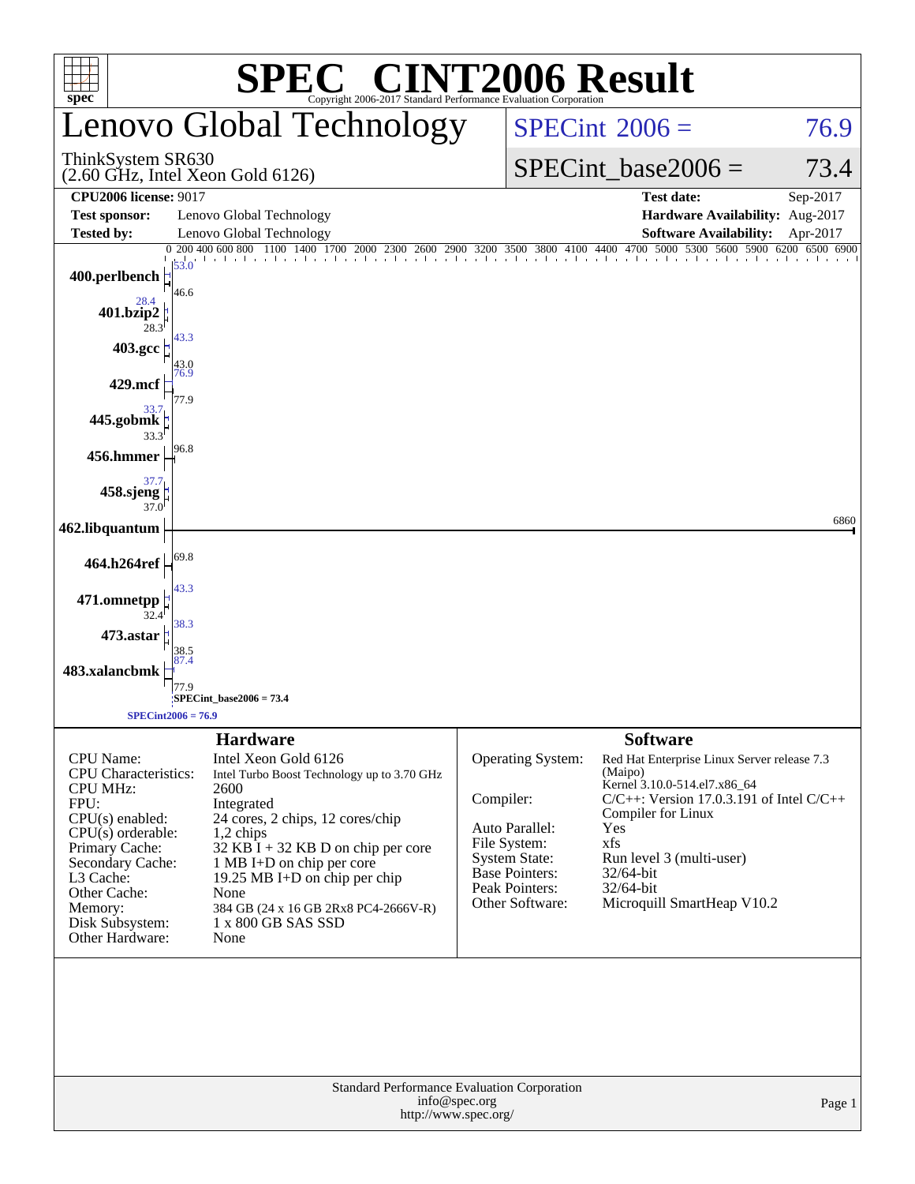# SPEC® CINT2006 Result

Copyright 2006-2017 Standard Performance Evaluation Corporation

## Lenovo Global Technology

ThinkSystem SR630
(2.60 GHz, Intel Xeon Gold 6126)

SPECint 2006 = 76.9

SPECint_base2006 = 73.4

| | | | |
|---|---|---|---|
| **CPU2006 license:** 9017 | | **Test date:** | Sep-2017 |
| **Test sponsor:** | Lenovo Global Technology | **Hardware Availability:** | Aug-2017 |
| **Tested by:** | Lenovo Global Technology | **Software Availability:** | Apr-2017 |

| Benchmark | Peak | Base |
|---|---|---|
| 400.perlbench | 53.0 | 46.6 |
| 401.bzip2 | 28.4 | 28.3 |
| 403.gcc | 43.3 | 43.0 |
| 429.mcf | 76.9 | 77.9 |
| 445.gobmk | 33.7 | 33.3 |
| 456.hmmer | 96.8 | 96.8 |
| 458.sjeng | 37.7 | 37.0 |
| 462.libquantum | 6860 | 6860 |
| 464.h264ref | 69.8 | 69.8 |
| 471.omnetpp | 43.3 | 32.4 |
| 473.astar | 38.3 | 38.5 |
| 483.xalancbmk | 87.4 | 77.9 |

SPECint_base2006 = 73.4

SPECint2006 = 76.9

## Hardware

| | |
|---|---|
| CPU Name: | Intel Xeon Gold 6126 |
| CPU Characteristics: | Intel Turbo Boost Technology up to 3.70 GHz |
| CPU MHz: | 2600 |
| FPU: | Integrated |
| CPU(s) enabled: | 24 cores, 2 chips, 12 cores/chip |
| CPU(s) orderable: | 1,2 chips |
| Primary Cache: | 32 KB I + 32 KB D on chip per core |
| Secondary Cache: | 1 MB I+D on chip per core |
| L3 Cache: | 19.25 MB I+D on chip per chip |
| Other Cache: | None |
| Memory: | 384 GB (24 x 16 GB 2Rx8 PC4-2666V-R) |
| Disk Subsystem: | 1 x 800 GB SAS SSD |
| Other Hardware: | None |

## Software

| | |
|---|---|
| Operating System: | Red Hat Enterprise Linux Server release 7.3 (Maipo) Kernel 3.10.0-514.el7.x86_64 |
| Compiler: | C/C++: Version 17.0.3.191 of Intel C/C++ Compiler for Linux |
| Auto Parallel: | Yes |
| File System: | xfs |
| System State: | Run level 3 (multi-user) |
| Base Pointers: | 32/64-bit |
| Peak Pointers: | 32/64-bit |
| Other Software: | Microquill SmartHeap V10.2 |

Standard Performance Evaluation Corporation
info@spec.org
http://www.spec.org/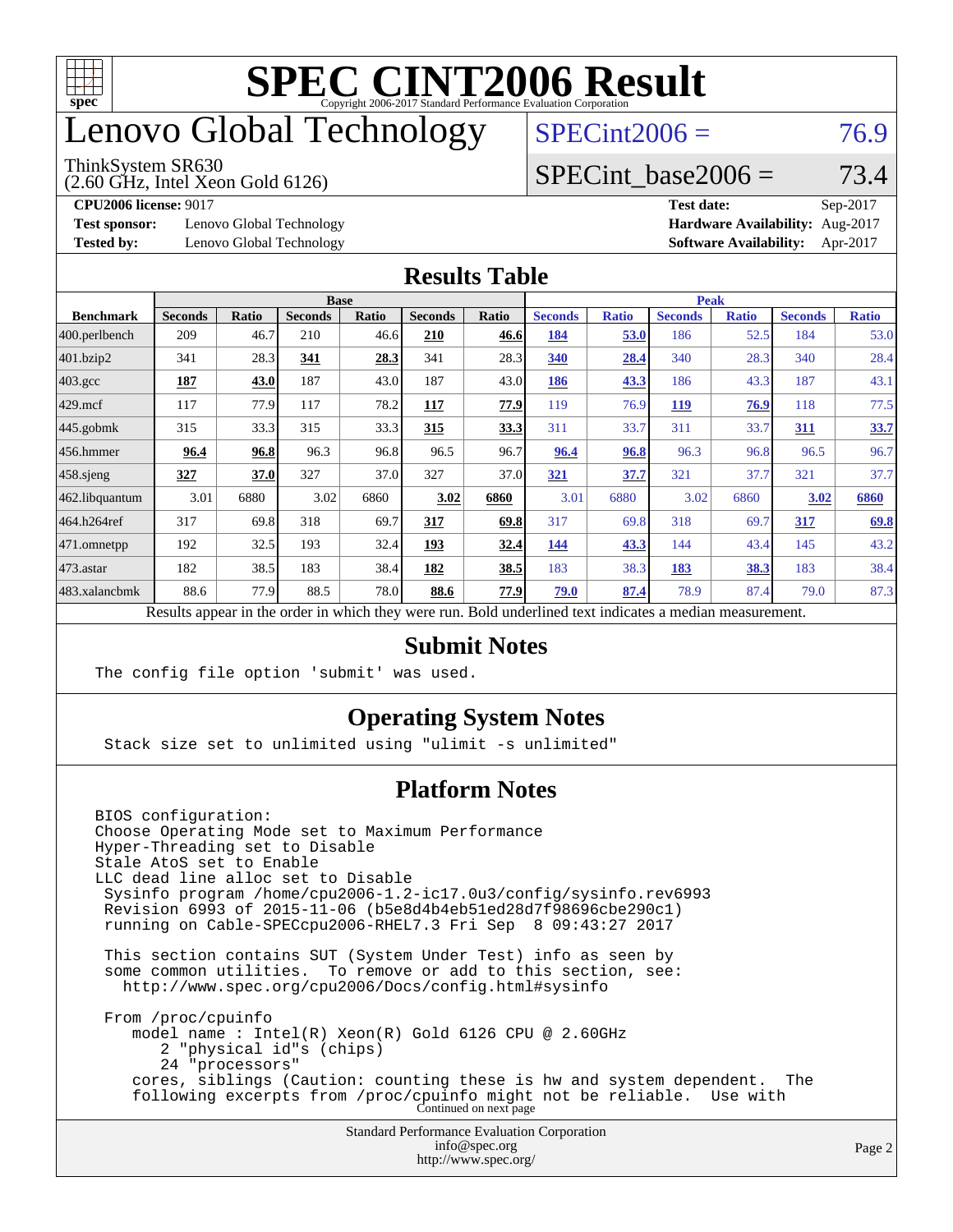# SPEC CINT2006 Result

Copyright 2006-2017 Standard Performance Evaluation Corporation

# Lenovo Global Technology

ThinkSystem SR630
(2.60 GHz, Intel Xeon Gold 6126)

SPECint2006 = 76.9

SPECint_base2006 = 73.4

**CPU2006 license:** 9017
**Test sponsor:** Lenovo Global Technology
**Tested by:** Lenovo Global Technology

**Test date:** Sep-2017
**Hardware Availability:** Aug-2017
**Software Availability:** Apr-2017

## Results Table

| Benchmark | Base | | | | | | Peak | | | | | |
|---|---|---|---|---|---|---|---|---|---|---|---|---|
| | Seconds | Ratio | Seconds | Ratio | Seconds | Ratio | Seconds | Ratio | Seconds | Ratio | Seconds | Ratio |
| 400.perlbench | 209 | 46.7 | 210 | 46.6 | **210** | **46.6** | **184** | **53.0** | 186 | 52.5 | 184 | 53.0 |
| 401.bzip2 | 341 | 28.3 | **341** | **28.3** | 341 | 28.3 | **340** | **28.4** | 340 | 28.3 | 340 | 28.4 |
| 403.gcc | **187** | **43.0** | 187 | 43.0 | 187 | 43.0 | **186** | **43.3** | 186 | 43.3 | 187 | 43.1 |
| 429.mcf | 117 | 77.9 | 117 | 78.2 | **117** | **77.9** | 119 | 76.9 | **119** | **76.9** | 118 | 77.5 |
| 445.gobmk | 315 | 33.3 | 315 | 33.3 | **315** | **33.3** | 311 | 33.7 | 311 | 33.7 | **311** | **33.7** |
| 456.hmmer | **96.4** | **96.8** | 96.3 | 96.8 | 96.5 | 96.7 | **96.4** | **96.8** | 96.3 | 96.8 | 96.5 | 96.7 |
| 458.sjeng | **327** | **37.0** | 327 | 37.0 | 327 | 37.0 | **321** | **37.7** | 321 | 37.7 | 321 | 37.7 |
| 462.libquantum | 3.01 | 6880 | 3.02 | 6860 | **3.02** | **6860** | 3.01 | 6880 | 3.02 | 6860 | **3.02** | **6860** |
| 464.h264ref | 317 | 69.8 | 318 | 69.7 | **317** | **69.8** | 317 | 69.8 | 318 | 69.7 | **317** | **69.8** |
| 471.omnetpp | 192 | 32.5 | 193 | 32.4 | **193** | **32.4** | **144** | **43.3** | 144 | 43.4 | 145 | 43.2 |
| 473.astar | 182 | 38.5 | 183 | 38.4 | **182** | **38.5** | 183 | 38.3 | **183** | **38.3** | 183 | 38.4 |
| 483.xalancbmk | 88.6 | 77.9 | 88.5 | 78.0 | **88.6** | **77.9** | **79.0** | **87.4** | 78.9 | 87.4 | 79.0 | 87.3 |

Results appear in the order in which they were run. Bold underlined text indicates a median measurement.

## Submit Notes

```
The config file option 'submit' was used.
```

## Operating System Notes

```
Stack size set to unlimited using "ulimit -s unlimited"
```

## Platform Notes

```
BIOS configuration:
Choose Operating Mode set to Maximum Performance
Hyper-Threading set to Disable
Stale AtoS set to Enable
LLC dead line alloc set to Disable
 Sysinfo program /home/cpu2006-1.2-ic17.0u3/config/sysinfo.rev6993
 Revision 6993 of 2015-11-06 (b5e8d4b4eb51ed28d7f98696cbe290c1)
 running on Cable-SPECcpu2006-RHEL7.3 Fri Sep  8 09:43:27 2017

 This section contains SUT (System Under Test) info as seen by
 some common utilities.  To remove or add to this section, see:
   http://www.spec.org/cpu2006/Docs/config.html#sysinfo

 From /proc/cpuinfo
    model name : Intel(R) Xeon(R) Gold 6126 CPU @ 2.60GHz
       2 "physical id"s (chips)
       24 "processors"
    cores, siblings (Caution: counting these is hw and system dependent.  The
    following excerpts from /proc/cpuinfo might not be reliable.  Use with
```

Continued on next page

Standard Performance Evaluation Corporation
info@spec.org
http://www.spec.org/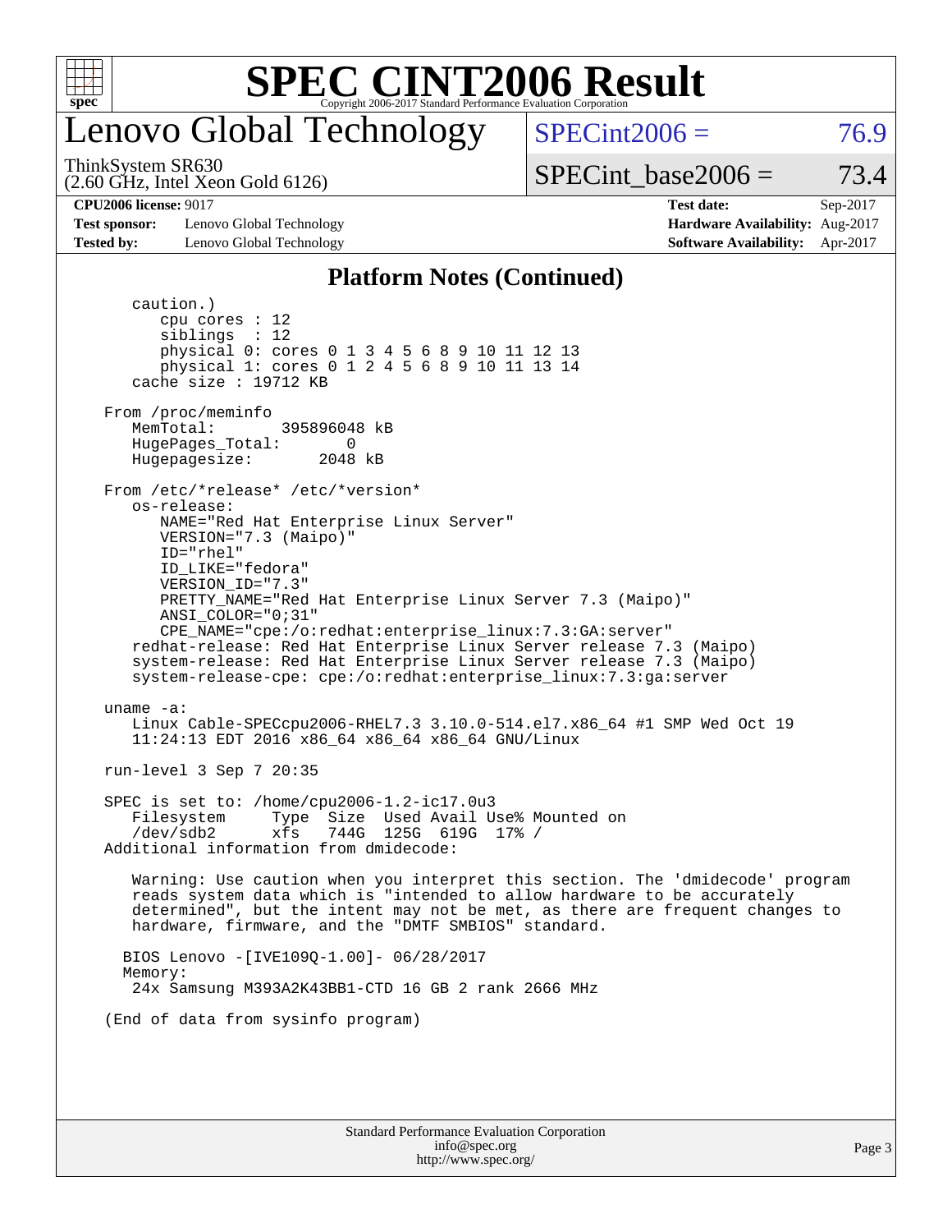## Platform Notes (Continued)

```
      caution.)
         cpu cores : 12
         siblings  : 12
         physical 0: cores 0 1 3 4 5 6 8 9 10 11 12 13
         physical 1: cores 0 1 2 4 5 6 8 9 10 11 13 14
      cache size : 19712 KB

   From /proc/meminfo
      MemTotal:       395896048 kB
      HugePages_Total:       0
      Hugepagesize:       2048 kB

   From /etc/*release* /etc/*version*
      os-release:
         NAME="Red Hat Enterprise Linux Server"
         VERSION="7.3 (Maipo)"
         ID="rhel"
         ID_LIKE="fedora"
         VERSION_ID="7.3"
         PRETTY_NAME="Red Hat Enterprise Linux Server 7.3 (Maipo)"
         ANSI_COLOR="0;31"
         CPE_NAME="cpe:/o:redhat:enterprise_linux:7.3:GA:server"
      redhat-release: Red Hat Enterprise Linux Server release 7.3 (Maipo)
      system-release: Red Hat Enterprise Linux Server release 7.3 (Maipo)
      system-release-cpe: cpe:/o:redhat:enterprise_linux:7.3:ga:server

   uname -a:
      Linux Cable-SPECcpu2006-RHEL7.3 3.10.0-514.el7.x86_64 #1 SMP Wed Oct 19
      11:24:13 EDT 2016 x86_64 x86_64 x86_64 GNU/Linux

   run-level 3 Sep 7 20:35

   SPEC is set to: /home/cpu2006-1.2-ic17.0u3
      Filesystem     Type  Size  Used Avail Use% Mounted on
      /dev/sdb2      xfs   744G  125G  619G  17% /
   Additional information from dmidecode:

      Warning: Use caution when you interpret this section. The 'dmidecode' program
      reads system data which is "intended to allow hardware to be accurately
      determined", but the intent may not be met, as there are frequent changes to
      hardware, firmware, and the "DMTF SMBIOS" standard.

     BIOS Lenovo -[IVE109Q-1.00]- 06/28/2017
     Memory:
      24x Samsung M393A2K43BB1-CTD 16 GB 2 rank 2666 MHz

   (End of data from sysinfo program)
```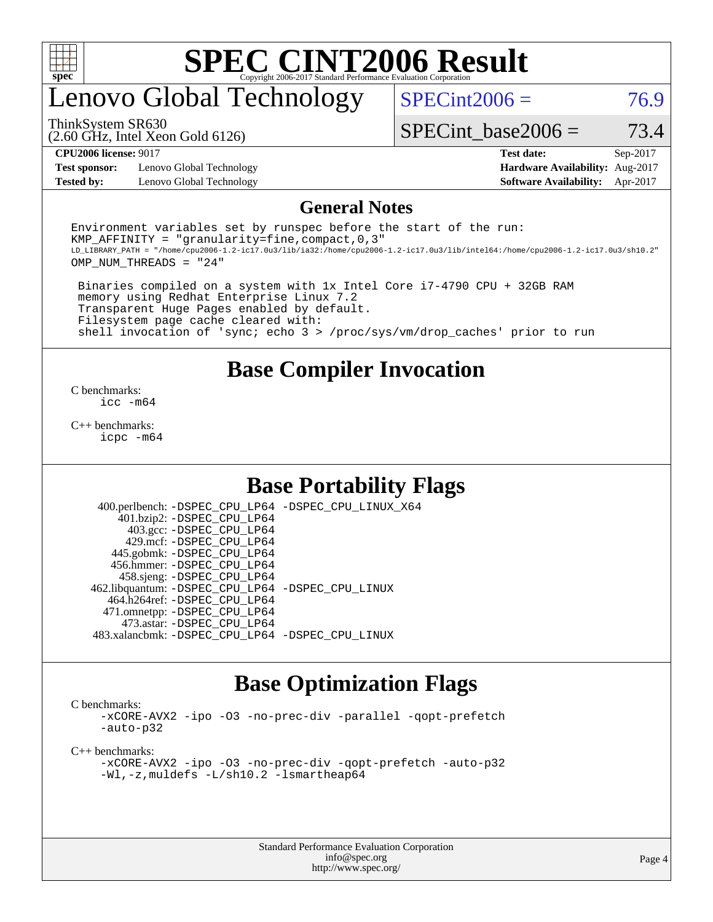# SPEC CINT2006 Result

Copyright 2006-2017 Standard Performance Evaluation Corporation

# Lenovo Global Technology

ThinkSystem SR630
(2.60 GHz, Intel Xeon Gold 6126)

SPECint2006 = 76.9

SPECint_base2006 = 73.4

**CPU2006 license:** 9017
**Test sponsor:** Lenovo Global Technology
**Tested by:** Lenovo Global Technology

**Test date:** Sep-2017
**Hardware Availability:** Aug-2017
**Software Availability:** Apr-2017

## General Notes

```
Environment variables set by runspec before the start of the run:
KMP_AFFINITY = "granularity=fine,compact,0,3"
LD_LIBRARY_PATH = "/home/cpu2006-1.2-ic17.0u3/lib/ia32:/home/cpu2006-1.2-ic17.0u3/lib/intel64:/home/cpu2006-1.2-ic17.0u3/sh10.2"
OMP_NUM_THREADS = "24"

 Binaries compiled on a system with 1x Intel Core i7-4790 CPU + 32GB RAM
 memory using Redhat Enterprise Linux 7.2
 Transparent Huge Pages enabled by default.
 Filesystem page cache cleared with:
 shell invocation of 'sync; echo 3 > /proc/sys/vm/drop_caches' prior to run
```

## Base Compiler Invocation

C benchmarks:
```
icc -m64
```

C++ benchmarks:
```
icpc -m64
```

## Base Portability Flags

400.perlbench: -DSPEC_CPU_LP64 -DSPEC_CPU_LINUX_X64
401.bzip2: -DSPEC_CPU_LP64
403.gcc: -DSPEC_CPU_LP64
429.mcf: -DSPEC_CPU_LP64
445.gobmk: -DSPEC_CPU_LP64
456.hmmer: -DSPEC_CPU_LP64
458.sjeng: -DSPEC_CPU_LP64
462.libquantum: -DSPEC_CPU_LP64 -DSPEC_CPU_LINUX
464.h264ref: -DSPEC_CPU_LP64
471.omnetpp: -DSPEC_CPU_LP64
473.astar: -DSPEC_CPU_LP64
483.xalancbmk: -DSPEC_CPU_LP64 -DSPEC_CPU_LINUX

## Base Optimization Flags

C benchmarks:
```
-xCORE-AVX2 -ipo -O3 -no-prec-div -parallel -qopt-prefetch
-auto-p32
```

C++ benchmarks:
```
-xCORE-AVX2 -ipo -O3 -no-prec-div -qopt-prefetch -auto-p32
-Wl,-z,muldefs -L/sh10.2 -lsmartheap64
```

Standard Performance Evaluation Corporation
info@spec.org
http://www.spec.org/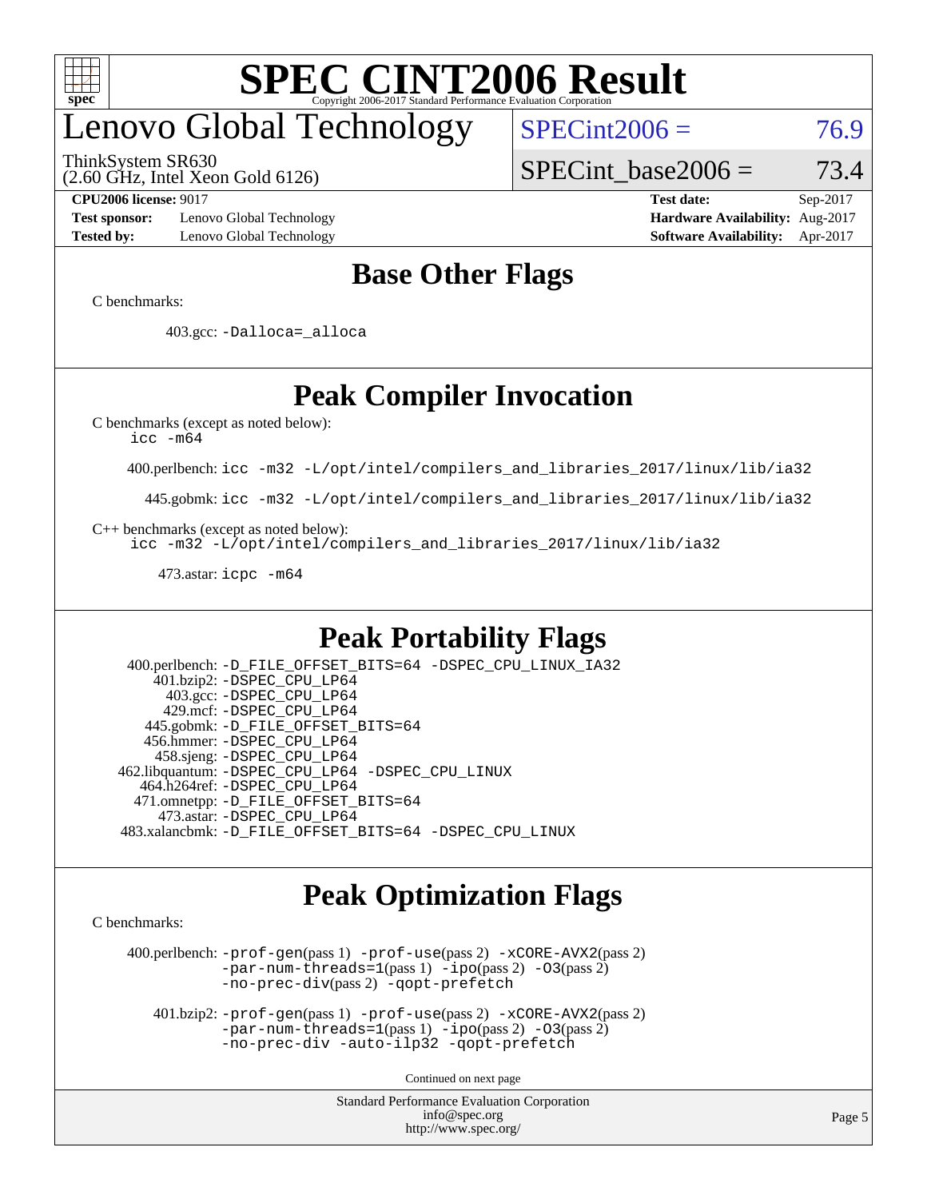# SPEC CINT2006 Result

Copyright 2006-2017 Standard Performance Evaluation Corporation

## Lenovo Global Technology

ThinkSystem SR630
(2.60 GHz, Intel Xeon Gold 6126)

SPECint2006 = 76.9

SPECint_base2006 = 73.4

| | | | |
|---|---|---|---|
| **CPU2006 license:** 9017 | | **Test date:** | Sep-2017 |
| **Test sponsor:** | Lenovo Global Technology | **Hardware Availability:** | Aug-2017 |
| **Tested by:** | Lenovo Global Technology | **Software Availability:** | Apr-2017 |

## Base Other Flags

C benchmarks:

403.gcc: `-Dalloca=_alloca`

## Peak Compiler Invocation

C benchmarks (except as noted below):
`icc -m64`

400.perlbench: `icc -m32 -L/opt/intel/compilers_and_libraries_2017/linux/lib/ia32`

445.gobmk: `icc -m32 -L/opt/intel/compilers_and_libraries_2017/linux/lib/ia32`

C++ benchmarks (except as noted below):
`icc -m32 -L/opt/intel/compilers_and_libraries_2017/linux/lib/ia32`

473.astar: `icpc -m64`

## Peak Portability Flags

400.perlbench: `-D_FILE_OFFSET_BITS=64 -DSPEC_CPU_LINUX_IA32`
401.bzip2: `-DSPEC_CPU_LP64`
403.gcc: `-DSPEC_CPU_LP64`
429.mcf: `-DSPEC_CPU_LP64`
445.gobmk: `-D_FILE_OFFSET_BITS=64`
456.hmmer: `-DSPEC_CPU_LP64`
458.sjeng: `-DSPEC_CPU_LP64`
462.libquantum: `-DSPEC_CPU_LP64 -DSPEC_CPU_LINUX`
464.h264ref: `-DSPEC_CPU_LP64`
471.omnetpp: `-D_FILE_OFFSET_BITS=64`
473.astar: `-DSPEC_CPU_LP64`
483.xalancbmk: `-D_FILE_OFFSET_BITS=64 -DSPEC_CPU_LINUX`

## Peak Optimization Flags

C benchmarks:

400.perlbench: `-prof-gen`(pass 1) `-prof-use`(pass 2) `-xCORE-AVX2`(pass 2) `-par-num-threads=1`(pass 1) `-ipo`(pass 2) `-O3`(pass 2) `-no-prec-div`(pass 2) `-qopt-prefetch`

401.bzip2: `-prof-gen`(pass 1) `-prof-use`(pass 2) `-xCORE-AVX2`(pass 2) `-par-num-threads=1`(pass 1) `-ipo`(pass 2) `-O3`(pass 2) `-no-prec-div -auto-ilp32 -qopt-prefetch`

Continued on next page

Standard Performance Evaluation Corporation
info@spec.org
http://www.spec.org/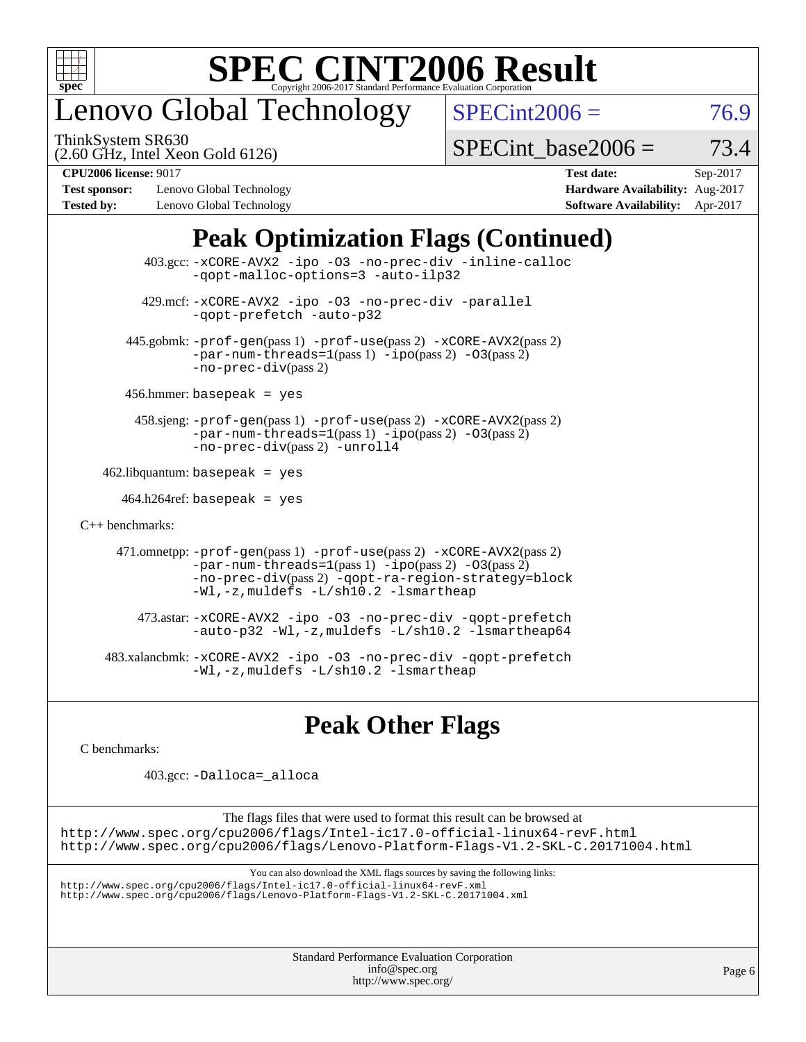# SPEC CINT2006 Result

Copyright 2006-2017 Standard Performance Evaluation Corporation

## Lenovo Global Technology

ThinkSystem SR630
(2.60 GHz, Intel Xeon Gold 6126)

SPECint2006 = 76.9

SPECint_base2006 = 73.4

| | | | |
|---|---|---|---|
| **CPU2006 license:** 9017 | | **Test date:** | Sep-2017 |
| **Test sponsor:** | Lenovo Global Technology | **Hardware Availability:** | Aug-2017 |
| **Tested by:** | Lenovo Global Technology | **Software Availability:** | Apr-2017 |

## Peak Optimization Flags (Continued)

403.gcc: `-xCORE-AVX2 -ipo -O3 -no-prec-div -inline-calloc -qopt-malloc-options=3 -auto-ilp32`

429.mcf: `-xCORE-AVX2 -ipo -O3 -no-prec-div -parallel -qopt-prefetch -auto-p32`

445.gobmk: `-prof-gen`(pass 1) `-prof-use`(pass 2) `-xCORE-AVX2`(pass 2) `-par-num-threads=1`(pass 1) `-ipo`(pass 2) `-O3`(pass 2) `-no-prec-div`(pass 2)

456.hmmer: `basepeak = yes`

458.sjeng: `-prof-gen`(pass 1) `-prof-use`(pass 2) `-xCORE-AVX2`(pass 2) `-par-num-threads=1`(pass 1) `-ipo`(pass 2) `-O3`(pass 2) `-no-prec-div`(pass 2) `-unroll4`

462.libquantum: `basepeak = yes`

464.h264ref: `basepeak = yes`

C++ benchmarks:

471.omnetpp: `-prof-gen`(pass 1) `-prof-use`(pass 2) `-xCORE-AVX2`(pass 2) `-par-num-threads=1`(pass 1) `-ipo`(pass 2) `-O3`(pass 2) `-no-prec-div`(pass 2) `-qopt-ra-region-strategy=block -Wl,-z,muldefs -L/sh10.2 -lsmartheap`

473.astar: `-xCORE-AVX2 -ipo -O3 -no-prec-div -qopt-prefetch -auto-p32 -Wl,-z,muldefs -L/sh10.2 -lsmartheap64`

483.xalancbmk: `-xCORE-AVX2 -ipo -O3 -no-prec-div -qopt-prefetch -Wl,-z,muldefs -L/sh10.2 -lsmartheap`

## Peak Other Flags

C benchmarks:

403.gcc: `-Dalloca=_alloca`

The flags files that were used to format this result can be browsed at
http://www.spec.org/cpu2006/flags/Intel-ic17.0-official-linux64-revF.html
http://www.spec.org/cpu2006/flags/Lenovo-Platform-Flags-V1.2-SKL-C.20171004.html

You can also download the XML flags sources by saving the following links:
http://www.spec.org/cpu2006/flags/Intel-ic17.0-official-linux64-revF.xml
http://www.spec.org/cpu2006/flags/Lenovo-Platform-Flags-V1.2-SKL-C.20171004.xml

Standard Performance Evaluation Corporation
info@spec.org
http://www.spec.org/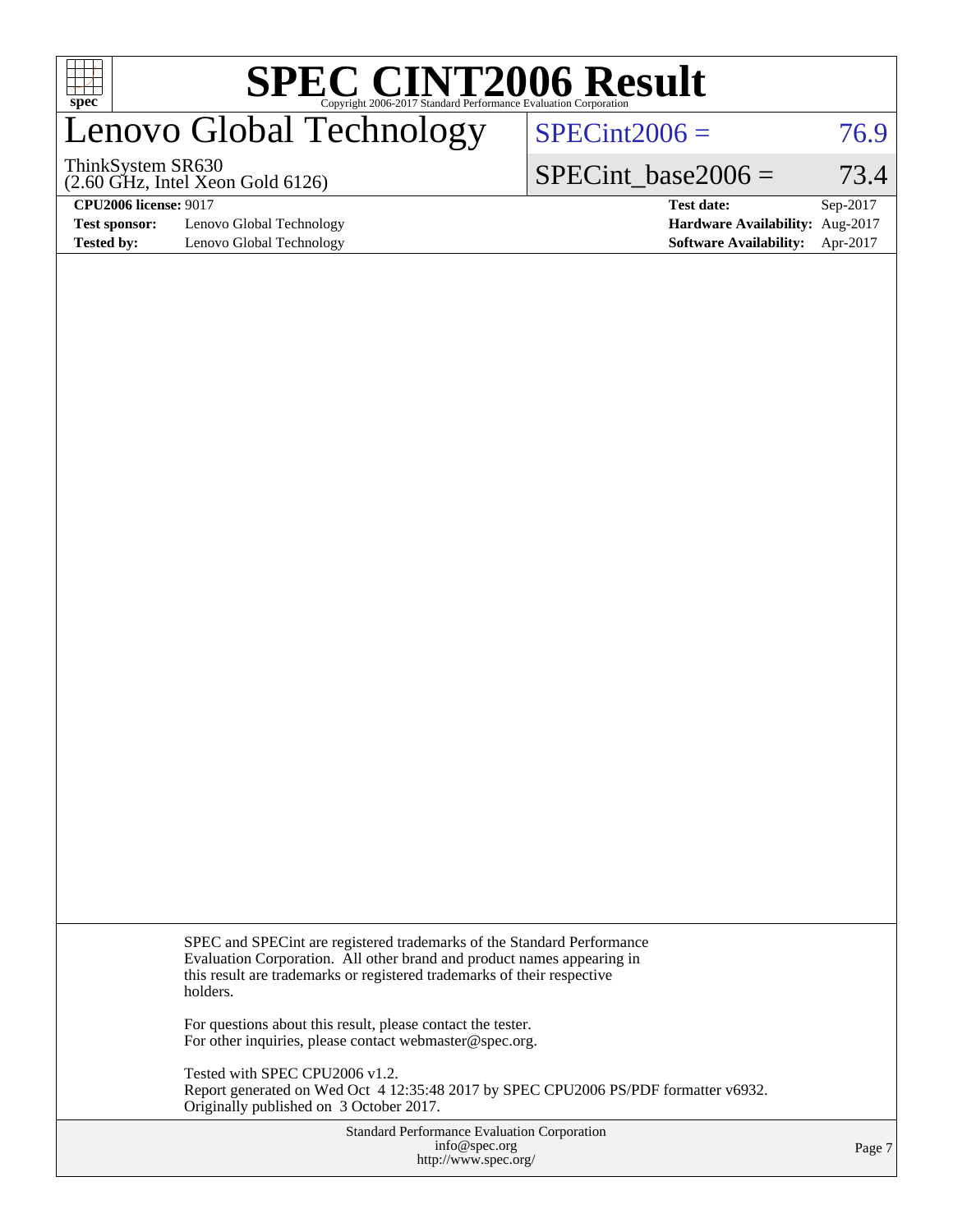# SPEC CINT2006 Result

Copyright 2006-2017 Standard Performance Evaluation Corporation

# Lenovo Global Technology

ThinkSystem SR630
(2.60 GHz, Intel Xeon Gold 6126)

SPECint2006 = 76.9

SPECint_base2006 = 73.4

| | | | |
|---|---|---|---|
| **CPU2006 license:** 9017 | | **Test date:** | Sep-2017 |
| **Test sponsor:** | Lenovo Global Technology | **Hardware Availability:** | Aug-2017 |
| **Tested by:** | Lenovo Global Technology | **Software Availability:** | Apr-2017 |

SPEC and SPECint are registered trademarks of the Standard Performance Evaluation Corporation. All other brand and product names appearing in this result are trademarks or registered trademarks of their respective holders.

For questions about this result, please contact the tester.
For other inquiries, please contact webmaster@spec.org.

Tested with SPEC CPU2006 v1.2.
Report generated on Wed Oct 4 12:35:48 2017 by SPEC CPU2006 PS/PDF formatter v6932.
Originally published on 3 October 2017.

Standard Performance Evaluation Corporation
info@spec.org
http://www.spec.org/